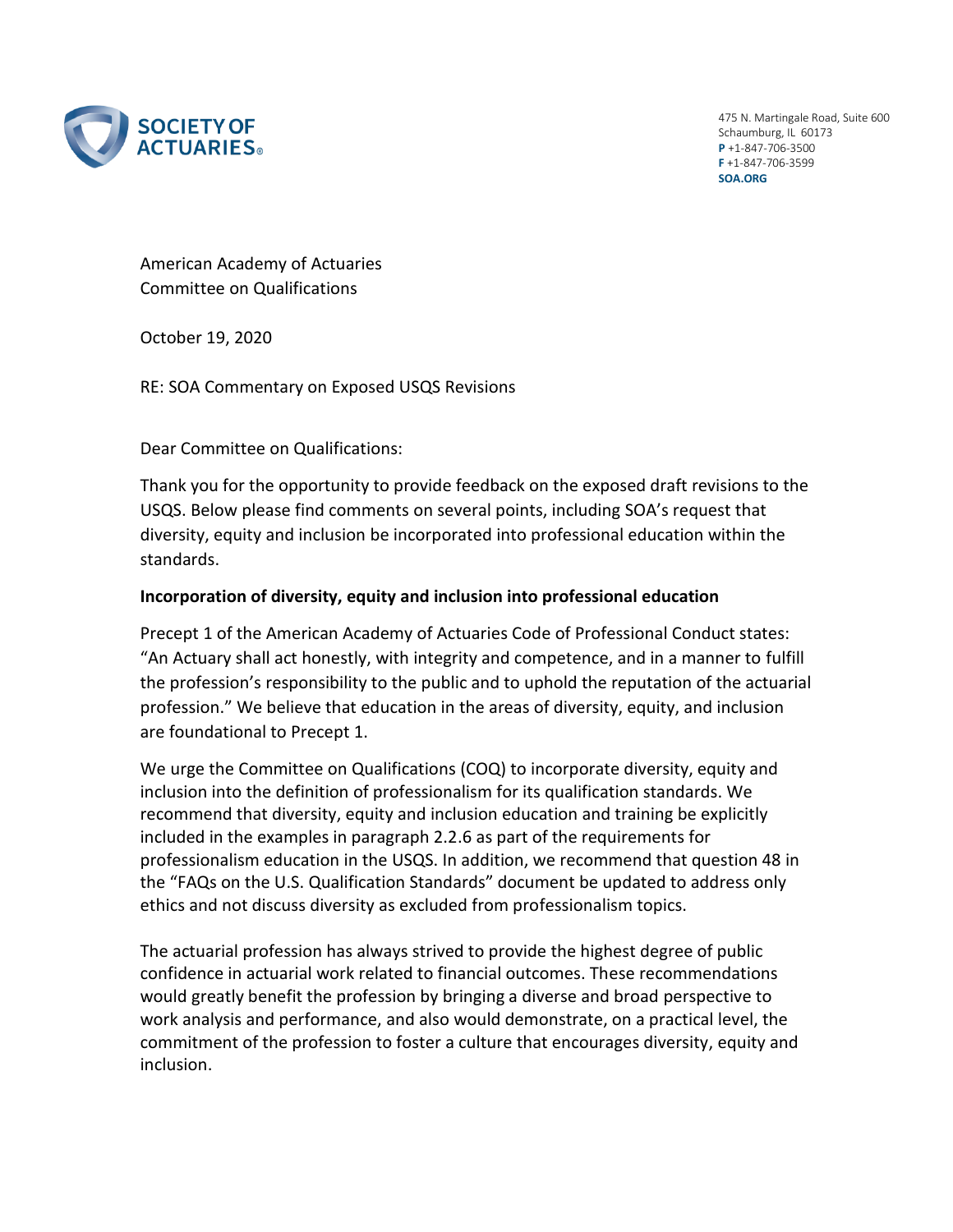**SOCIETY OF ACTUARIES**

475 N. Martingale Road, Suite 600
Schaumburg, IL 60173
**P** +1-847-706-3500
**F** +1-847-706-3599
**SOA.ORG**

American Academy of Actuaries
Committee on Qualifications

October 19, 2020

RE: SOA Commentary on Exposed USQS Revisions

Dear Committee on Qualifications:

Thank you for the opportunity to provide feedback on the exposed draft revisions to the USQS. Below please find comments on several points, including SOA's request that diversity, equity and inclusion be incorporated into professional education within the standards.

**Incorporation of diversity, equity and inclusion into professional education**

Precept 1 of the American Academy of Actuaries Code of Professional Conduct states: "An Actuary shall act honestly, with integrity and competence, and in a manner to fulfill the profession's responsibility to the public and to uphold the reputation of the actuarial profession." We believe that education in the areas of diversity, equity, and inclusion are foundational to Precept 1.

We urge the Committee on Qualifications (COQ) to incorporate diversity, equity and inclusion into the definition of professionalism for its qualification standards. We recommend that diversity, equity and inclusion education and training be explicitly included in the examples in paragraph 2.2.6 as part of the requirements for professionalism education in the USQS. In addition, we recommend that question 48 in the "FAQs on the U.S. Qualification Standards" document be updated to address only ethics and not discuss diversity as excluded from professionalism topics.

The actuarial profession has always strived to provide the highest degree of public confidence in actuarial work related to financial outcomes. These recommendations would greatly benefit the profession by bringing a diverse and broad perspective to work analysis and performance, and also would demonstrate, on a practical level, the commitment of the profession to foster a culture that encourages diversity, equity and inclusion.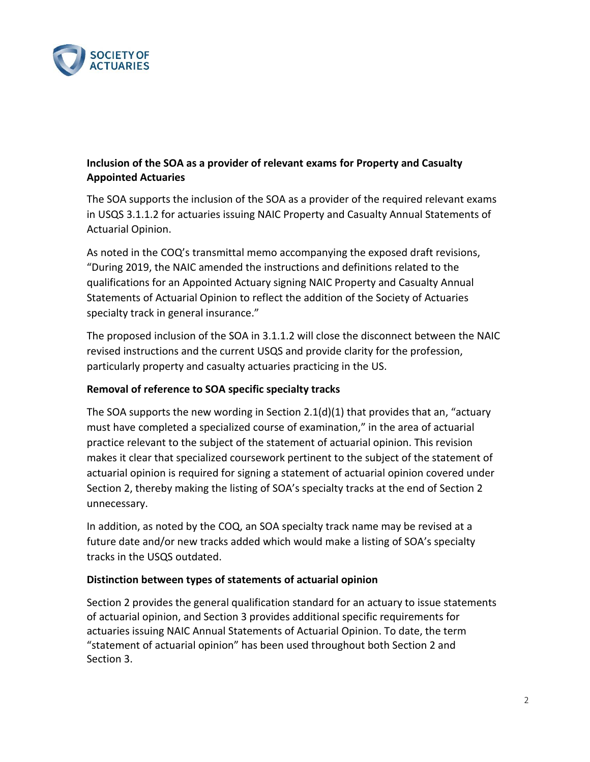**Inclusion of the SOA as a provider of relevant exams for Property and Casualty Appointed Actuaries**

The SOA supports the inclusion of the SOA as a provider of the required relevant exams in USQS 3.1.1.2 for actuaries issuing NAIC Property and Casualty Annual Statements of Actuarial Opinion.

As noted in the COQ's transmittal memo accompanying the exposed draft revisions, "During 2019, the NAIC amended the instructions and definitions related to the qualifications for an Appointed Actuary signing NAIC Property and Casualty Annual Statements of Actuarial Opinion to reflect the addition of the Society of Actuaries specialty track in general insurance."

The proposed inclusion of the SOA in 3.1.1.2 will close the disconnect between the NAIC revised instructions and the current USQS and provide clarity for the profession, particularly property and casualty actuaries practicing in the US.

**Removal of reference to SOA specific specialty tracks**

The SOA supports the new wording in Section 2.1(d)(1) that provides that an, "actuary must have completed a specialized course of examination," in the area of actuarial practice relevant to the subject of the statement of actuarial opinion. This revision makes it clear that specialized coursework pertinent to the subject of the statement of actuarial opinion is required for signing a statement of actuarial opinion covered under Section 2, thereby making the listing of SOA's specialty tracks at the end of Section 2 unnecessary.

In addition, as noted by the COQ, an SOA specialty track name may be revised at a future date and/or new tracks added which would make a listing of SOA's specialty tracks in the USQS outdated.

**Distinction between types of statements of actuarial opinion**

Section 2 provides the general qualification standard for an actuary to issue statements of actuarial opinion, and Section 3 provides additional specific requirements for actuaries issuing NAIC Annual Statements of Actuarial Opinion. To date, the term "statement of actuarial opinion" has been used throughout both Section 2 and Section 3.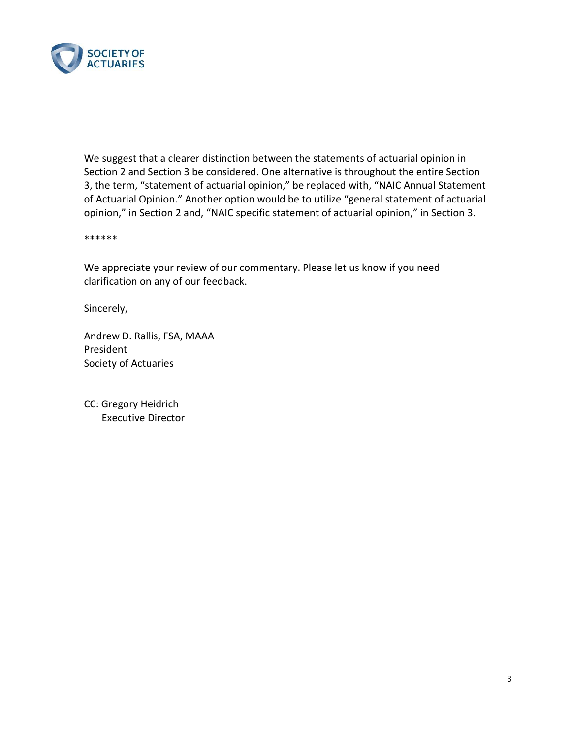We suggest that a clearer distinction between the statements of actuarial opinion in Section 2 and Section 3 be considered. One alternative is throughout the entire Section 3, the term, "statement of actuarial opinion," be replaced with, "NAIC Annual Statement of Actuarial Opinion." Another option would be to utilize "general statement of actuarial opinion," in Section 2 and, "NAIC specific statement of actuarial opinion," in Section 3.

******

We appreciate your review of our commentary. Please let us know if you need clarification on any of our feedback.

Sincerely,

Andrew D. Rallis, FSA, MAAA  
President  
Society of Actuaries

CC: Gregory Heidrich  
Executive Director